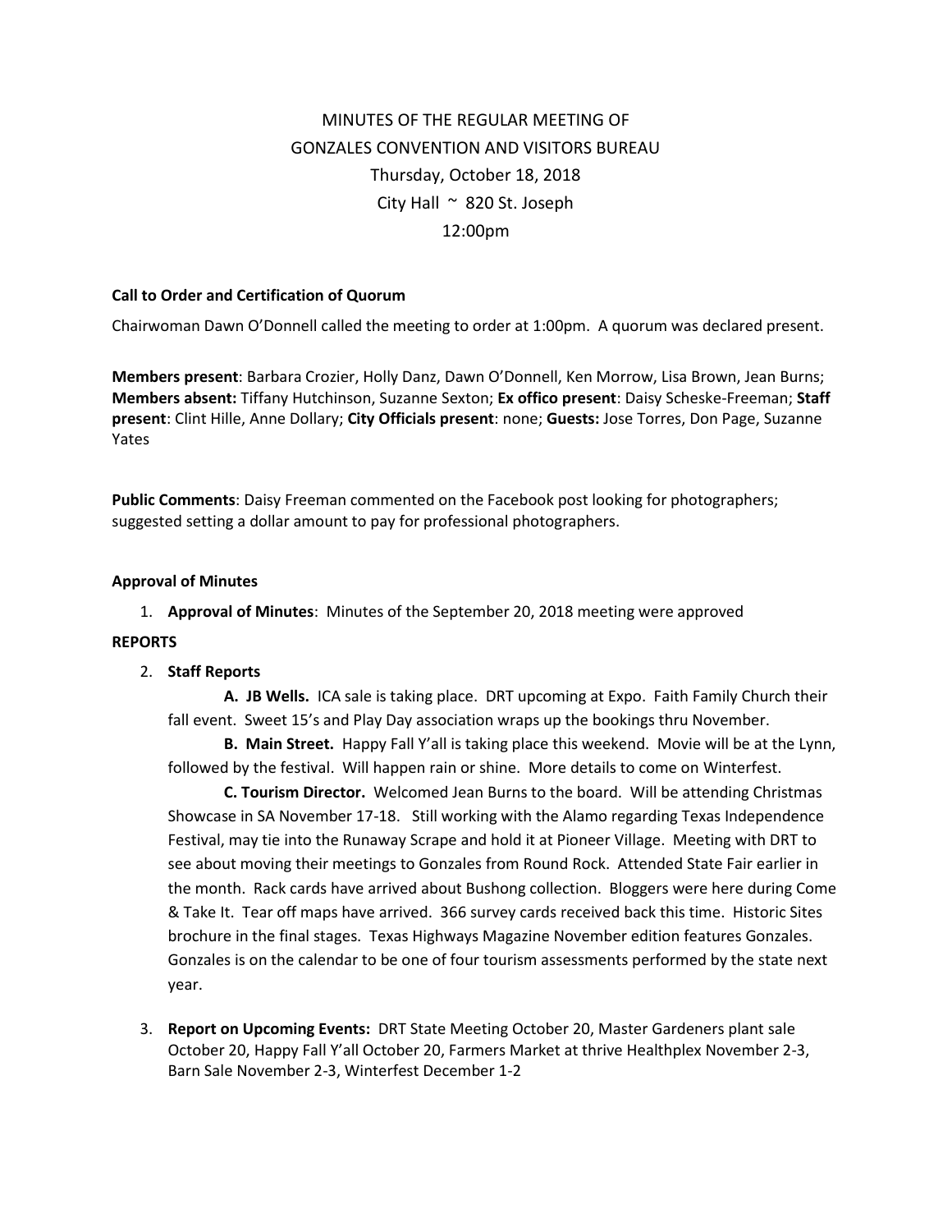MINUTES OF THE REGULAR MEETING OF
GONZALES CONVENTION AND VISITORS BUREAU
Thursday, October 18, 2018
City Hall ~ 820 St. Joseph
12:00pm

**Call to Order and Certification of Quorum**

Chairwoman Dawn O'Donnell called the meeting to order at 1:00pm. A quorum was declared present.

**Members present**: Barbara Crozier, Holly Danz, Dawn O'Donnell, Ken Morrow, Lisa Brown, Jean Burns; **Members absent:** Tiffany Hutchinson, Suzanne Sexton; **Ex offico present**: Daisy Scheske-Freeman; **Staff present**: Clint Hille, Anne Dollary; **City Officials present**: none; **Guests:** Jose Torres, Don Page, Suzanne Yates

**Public Comments**: Daisy Freeman commented on the Facebook post looking for photographers; suggested setting a dollar amount to pay for professional photographers.

**Approval of Minutes**

1. **Approval of Minutes**: Minutes of the September 20, 2018 meeting were approved

**REPORTS**

2. **Staff Reports**

   **A. JB Wells.** ICA sale is taking place. DRT upcoming at Expo. Faith Family Church their fall event. Sweet 15's and Play Day association wraps up the bookings thru November.

   **B. Main Street.** Happy Fall Y'all is taking place this weekend. Movie will be at the Lynn, followed by the festival. Will happen rain or shine. More details to come on Winterfest.

   **C. Tourism Director.** Welcomed Jean Burns to the board. Will be attending Christmas Showcase in SA November 17-18. Still working with the Alamo regarding Texas Independence Festival, may tie into the Runaway Scrape and hold it at Pioneer Village. Meeting with DRT to see about moving their meetings to Gonzales from Round Rock. Attended State Fair earlier in the month. Rack cards have arrived about Bushong collection. Bloggers were here during Come & Take It. Tear off maps have arrived. 366 survey cards received back this time. Historic Sites brochure in the final stages. Texas Highways Magazine November edition features Gonzales. Gonzales is on the calendar to be one of four tourism assessments performed by the state next year.

3. **Report on Upcoming Events:** DRT State Meeting October 20, Master Gardeners plant sale October 20, Happy Fall Y'all October 20, Farmers Market at thrive Healthplex November 2-3, Barn Sale November 2-3, Winterfest December 1-2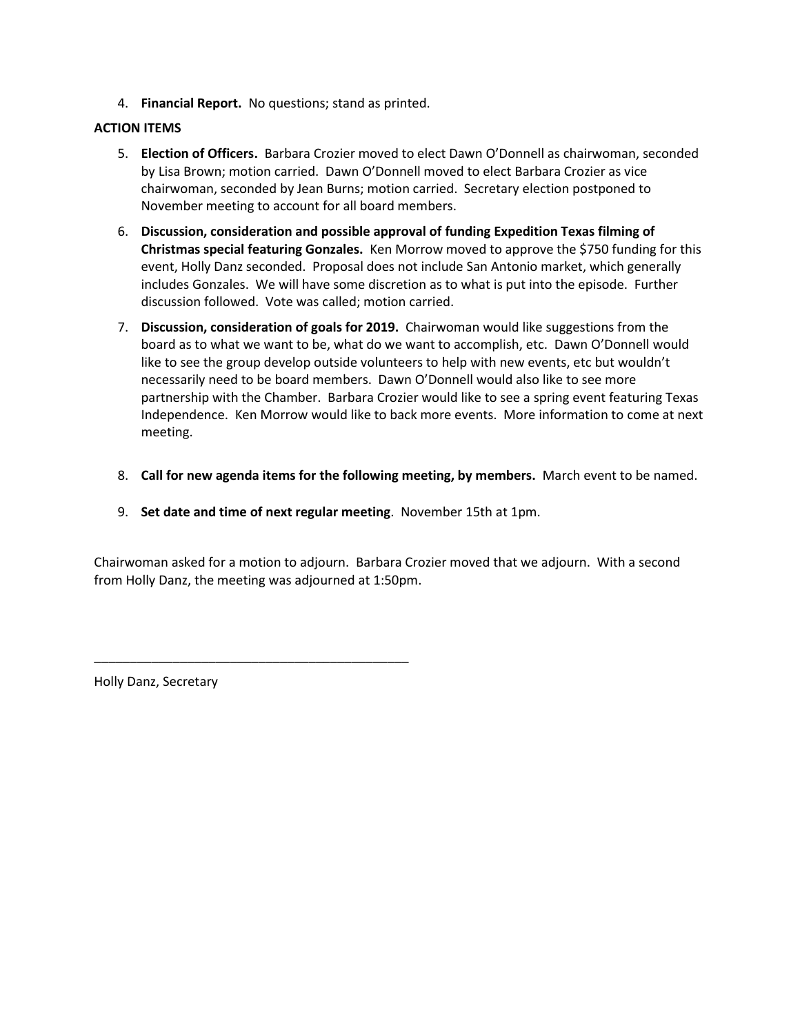4. **Financial Report.** No questions; stand as printed.

**ACTION ITEMS**

5. **Election of Officers.** Barbara Crozier moved to elect Dawn O'Donnell as chairwoman, seconded by Lisa Brown; motion carried. Dawn O'Donnell moved to elect Barbara Crozier as vice chairwoman, seconded by Jean Burns; motion carried. Secretary election postponed to November meeting to account for all board members.
6. **Discussion, consideration and possible approval of funding Expedition Texas filming of Christmas special featuring Gonzales.** Ken Morrow moved to approve the $750 funding for this event, Holly Danz seconded. Proposal does not include San Antonio market, which generally includes Gonzales. We will have some discretion as to what is put into the episode. Further discussion followed. Vote was called; motion carried.
7. **Discussion, consideration of goals for 2019.** Chairwoman would like suggestions from the board as to what we want to be, what do we want to accomplish, etc. Dawn O'Donnell would like to see the group develop outside volunteers to help with new events, etc but wouldn't necessarily need to be board members. Dawn O'Donnell would also like to see more partnership with the Chamber. Barbara Crozier would like to see a spring event featuring Texas Independence. Ken Morrow would like to back more events. More information to come at next meeting.
8. **Call for new agenda items for the following meeting, by members.** March event to be named.
9. **Set date and time of next regular meeting**. November 15th at 1pm.

Chairwoman asked for a motion to adjourn. Barbara Crozier moved that we adjourn. With a second from Holly Danz, the meeting was adjourned at 1:50pm.

_____________________________________________

Holly Danz, Secretary